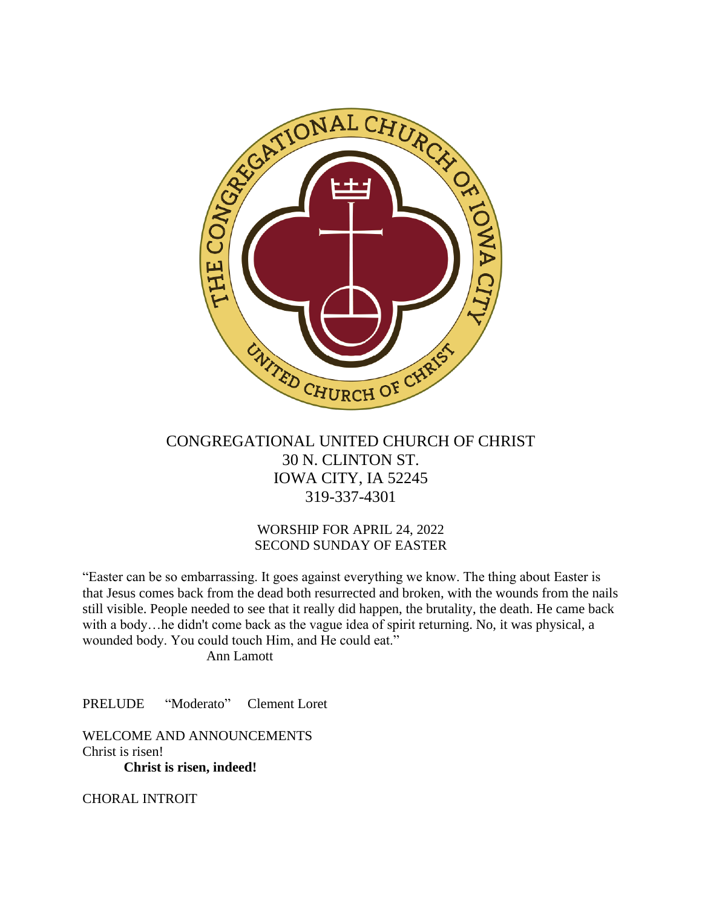CONGREGATIONAL UNITED CHURCH OF CHRIST
30 N. CLINTON ST.
IOWA CITY, IA 52245
319-337-4301

WORSHIP FOR APRIL 24, 2022
SECOND SUNDAY OF EASTER

"Easter can be so embarrassing. It goes against everything we know. The thing about Easter is that Jesus comes back from the dead both resurrected and broken, with the wounds from the nails still visible. People needed to see that it really did happen, the brutality, the death. He came back with a body…he didn't come back as the vague idea of spirit returning. No, it was physical, a wounded body. You could touch Him, and He could eat."

Ann Lamott

PRELUDE "Moderato" Clement Loret

WELCOME AND ANNOUNCEMENTS

Christ is risen!

**Christ is risen, indeed!**

CHORAL INTROIT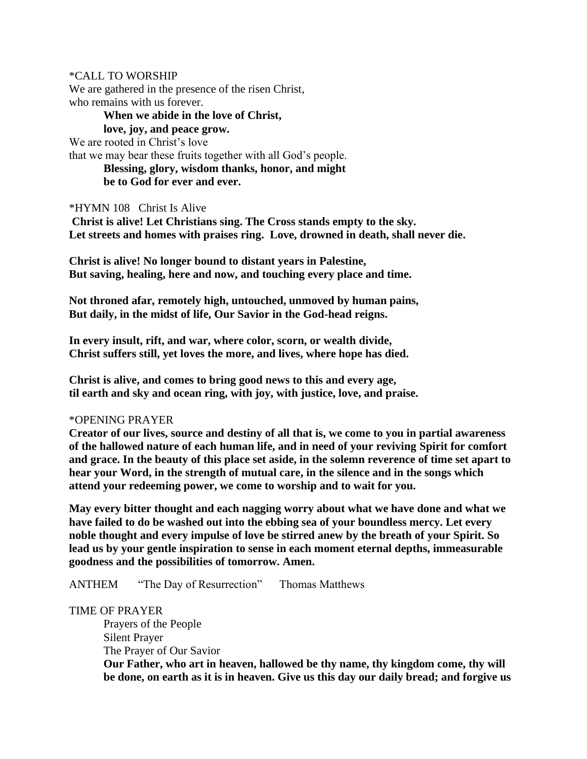\*CALL TO WORSHIP

We are gathered in the presence of the risen Christ,
who remains with us forever.

**When we abide in the love of Christ,**
**love, joy, and peace grow.**

We are rooted in Christ's love
that we may bear these fruits together with all God's people.

**Blessing, glory, wisdom thanks, honor, and might**
**be to God for ever and ever.**

\*HYMN 108 Christ Is Alive

**Christ is alive! Let Christians sing. The Cross stands empty to the sky.**
**Let streets and homes with praises ring. Love, drowned in death, shall never die.**

**Christ is alive! No longer bound to distant years in Palestine,**
**But saving, healing, here and now, and touching every place and time.**

**Not throned afar, remotely high, untouched, unmoved by human pains,**
**But daily, in the midst of life, Our Savior in the God-head reigns.**

**In every insult, rift, and war, where color, scorn, or wealth divide,**
**Christ suffers still, yet loves the more, and lives, where hope has died.**

**Christ is alive, and comes to bring good news to this and every age,**
**til earth and sky and ocean ring, with joy, with justice, love, and praise.**

\*OPENING PRAYER

**Creator of our lives, source and destiny of all that is, we come to you in partial awareness of the hallowed nature of each human life, and in need of your reviving Spirit for comfort and grace. In the beauty of this place set aside, in the solemn reverence of time set apart to hear your Word, in the strength of mutual care, in the silence and in the songs which attend your redeeming power, we come to worship and to wait for you.**

**May every bitter thought and each nagging worry about what we have done and what we have failed to do be washed out into the ebbing sea of your boundless mercy. Let every noble thought and every impulse of love be stirred anew by the breath of your Spirit. So lead us by your gentle inspiration to sense in each moment eternal depths, immeasurable goodness and the possibilities of tomorrow. Amen.**

ANTHEM "The Day of Resurrection" Thomas Matthews

TIME OF PRAYER

Prayers of the People
Silent Prayer
The Prayer of Our Savior

**Our Father, who art in heaven, hallowed be thy name, thy kingdom come, thy will be done, on earth as it is in heaven. Give us this day our daily bread; and forgive us**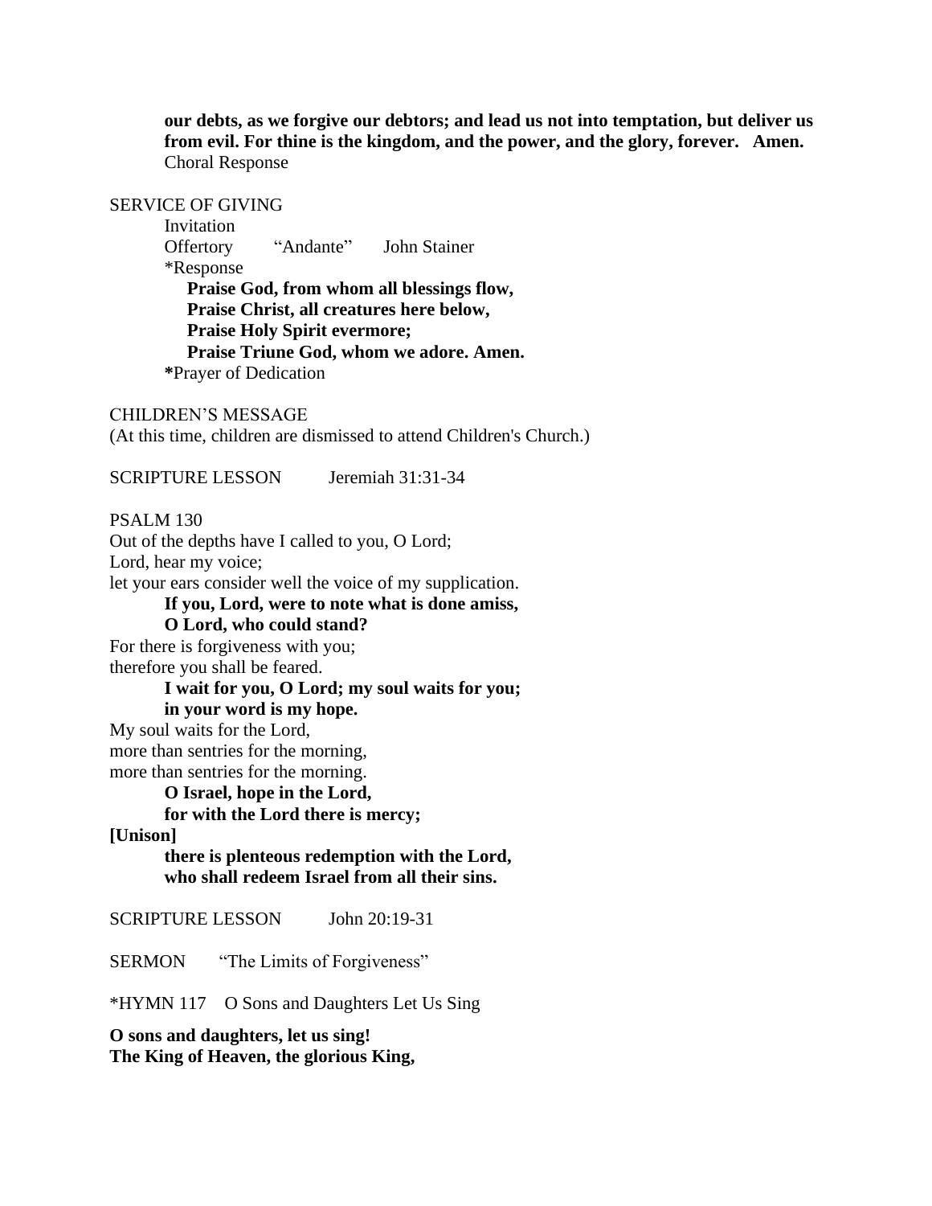**our debts, as we forgive our debtors; and lead us not into temptation, but deliver us from evil. For thine is the kingdom, and the power, and the glory, forever. Amen.**
Choral Response

SERVICE OF GIVING

Invitation
Offertory "Andante" John Stainer
*Response
**Praise God, from whom all blessings flow,**
**Praise Christ, all creatures here below,**
**Praise Holy Spirit evermore;**
**Praise Triune God, whom we adore. Amen.**
***Prayer of Dedication**

CHILDREN'S MESSAGE
(At this time, children are dismissed to attend Children's Church.)

SCRIPTURE LESSON Jeremiah 31:31-34

PSALM 130
Out of the depths have I called to you, O Lord;
Lord, hear my voice;
let your ears consider well the voice of my supplication.
**If you, Lord, were to note what is done amiss,**
**O Lord, who could stand?**
For there is forgiveness with you;
therefore you shall be feared.
**I wait for you, O Lord; my soul waits for you;**
**in your word is my hope.**
My soul waits for the Lord,
more than sentries for the morning,
more than sentries for the morning.
**O Israel, hope in the Lord,**
**for with the Lord there is mercy;**
**[Unison]**
**there is plenteous redemption with the Lord,**
**who shall redeem Israel from all their sins.**

SCRIPTURE LESSON John 20:19-31

SERMON "The Limits of Forgiveness"

*HYMN 117 O Sons and Daughters Let Us Sing

**O sons and daughters, let us sing!**
**The King of Heaven, the glorious King,**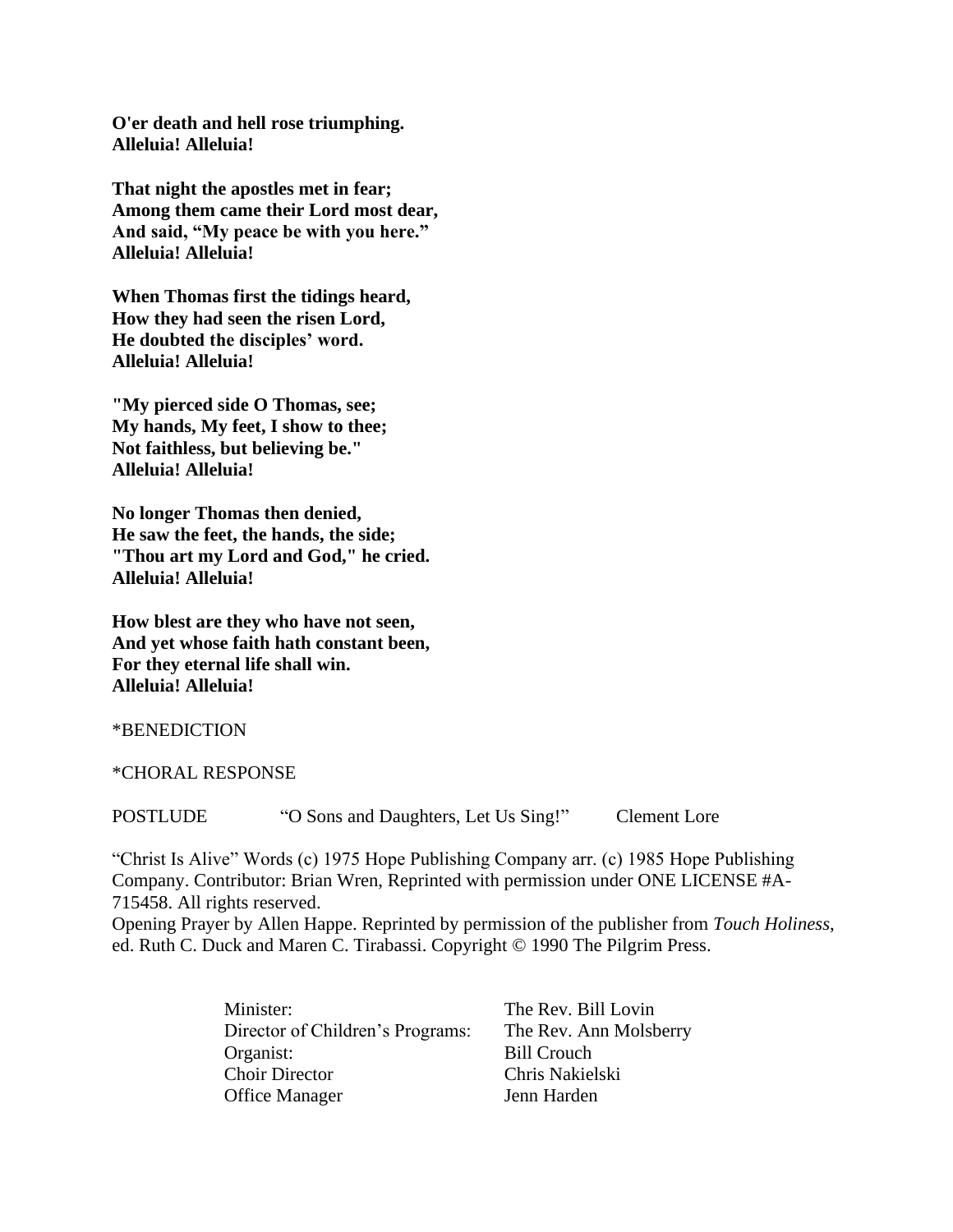**O'er death and hell rose triumphing.**
**Alleluia! Alleluia!**

**That night the apostles met in fear;**
**Among them came their Lord most dear,**
**And said, "My peace be with you here."**
**Alleluia! Alleluia!**

**When Thomas first the tidings heard,**
**How they had seen the risen Lord,**
**He doubted the disciples' word.**
**Alleluia! Alleluia!**

**"My pierced side O Thomas, see;**
**My hands, My feet, I show to thee;**
**Not faithless, but believing be."**
**Alleluia! Alleluia!**

**No longer Thomas then denied,**
**He saw the feet, the hands, the side;**
**"Thou art my Lord and God," he cried.**
**Alleluia! Alleluia!**

**How blest are they who have not seen,**
**And yet whose faith hath constant been,**
**For they eternal life shall win.**
**Alleluia! Alleluia!**

*BENEDICTION

*CHORAL RESPONSE

POSTLUDE "O Sons and Daughters, Let Us Sing!" Clement Lore

"Christ Is Alive" Words (c) 1975 Hope Publishing Company arr. (c) 1985 Hope Publishing Company. Contributor: Brian Wren, Reprinted with permission under ONE LICENSE #A-715458. All rights reserved.
Opening Prayer by Allen Happe. Reprinted by permission of the publisher from *Touch Holiness*, ed. Ruth C. Duck and Maren C. Tirabassi. Copyright © 1990 The Pilgrim Press.

| | |
|---|---|
| Minister: | The Rev. Bill Lovin |
| Director of Children's Programs: | The Rev. Ann Molsberry |
| Organist: | Bill Crouch |
| Choir Director | Chris Nakielski |
| Office Manager | Jenn Harden |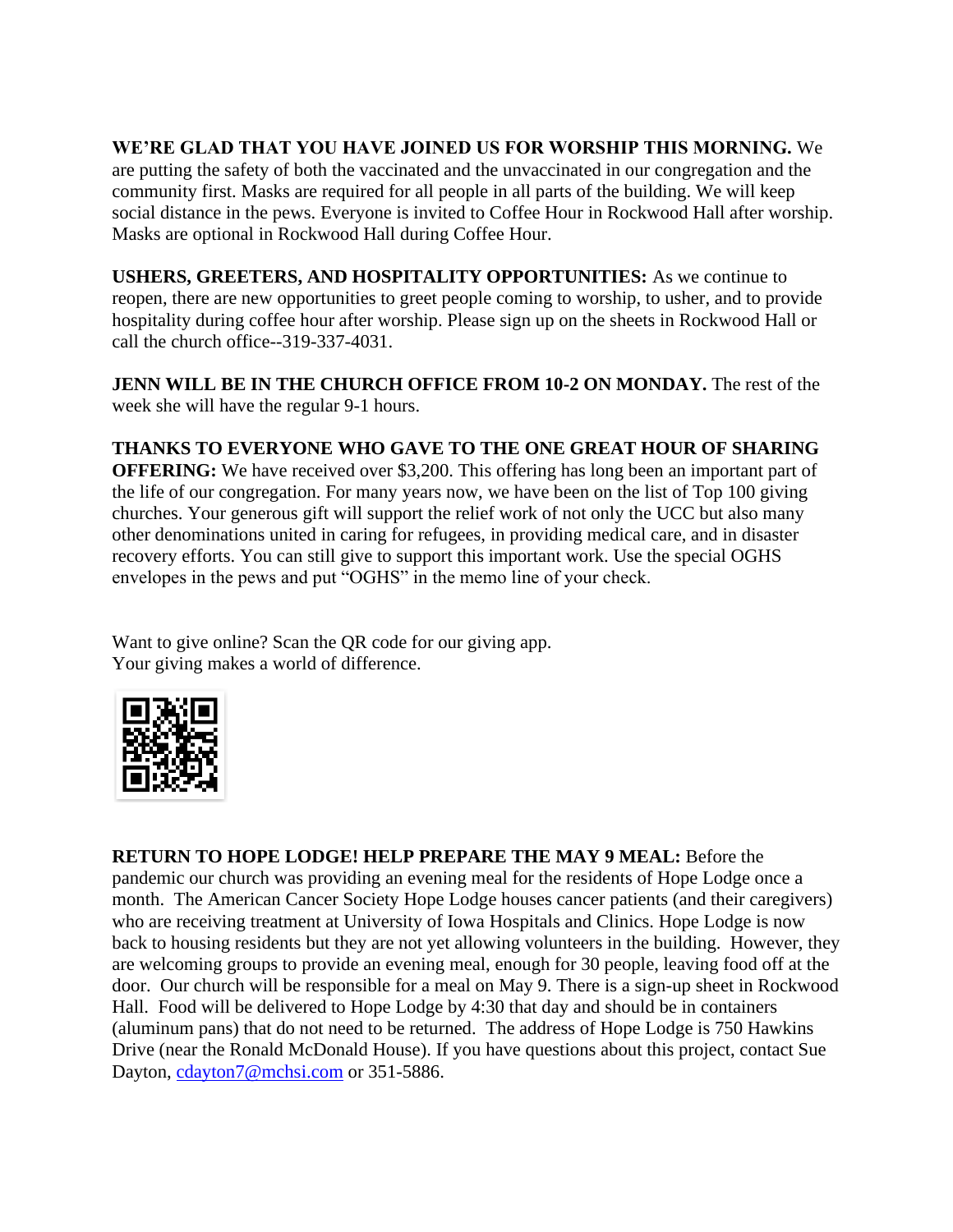**WE'RE GLAD THAT YOU HAVE JOINED US FOR WORSHIP THIS MORNING.** We are putting the safety of both the vaccinated and the unvaccinated in our congregation and the community first. Masks are required for all people in all parts of the building. We will keep social distance in the pews. Everyone is invited to Coffee Hour in Rockwood Hall after worship. Masks are optional in Rockwood Hall during Coffee Hour.

**USHERS, GREETERS, AND HOSPITALITY OPPORTUNITIES:** As we continue to reopen, there are new opportunities to greet people coming to worship, to usher, and to provide hospitality during coffee hour after worship. Please sign up on the sheets in Rockwood Hall or call the church office--319-337-4031.

**JENN WILL BE IN THE CHURCH OFFICE FROM 10-2 ON MONDAY.** The rest of the week she will have the regular 9-1 hours.

**THANKS TO EVERYONE WHO GAVE TO THE ONE GREAT HOUR OF SHARING OFFERING:** We have received over $3,200. This offering has long been an important part of the life of our congregation. For many years now, we have been on the list of Top 100 giving churches. Your generous gift will support the relief work of not only the UCC but also many other denominations united in caring for refugees, in providing medical care, and in disaster recovery efforts. You can still give to support this important work. Use the special OGHS envelopes in the pews and put "OGHS" in the memo line of your check.

Want to give online? Scan the QR code for our giving app.
Your giving makes a world of difference.

**RETURN TO HOPE LODGE! HELP PREPARE THE MAY 9 MEAL:** Before the pandemic our church was providing an evening meal for the residents of Hope Lodge once a month. The American Cancer Society Hope Lodge houses cancer patients (and their caregivers) who are receiving treatment at University of Iowa Hospitals and Clinics. Hope Lodge is now back to housing residents but they are not yet allowing volunteers in the building. However, they are welcoming groups to provide an evening meal, enough for 30 people, leaving food off at the door. Our church will be responsible for a meal on May 9. There is a sign-up sheet in Rockwood Hall. Food will be delivered to Hope Lodge by 4:30 that day and should be in containers (aluminum pans) that do not need to be returned. The address of Hope Lodge is 750 Hawkins Drive (near the Ronald McDonald House). If you have questions about this project, contact Sue Dayton, cdayton7@mchsi.com or 351-5886.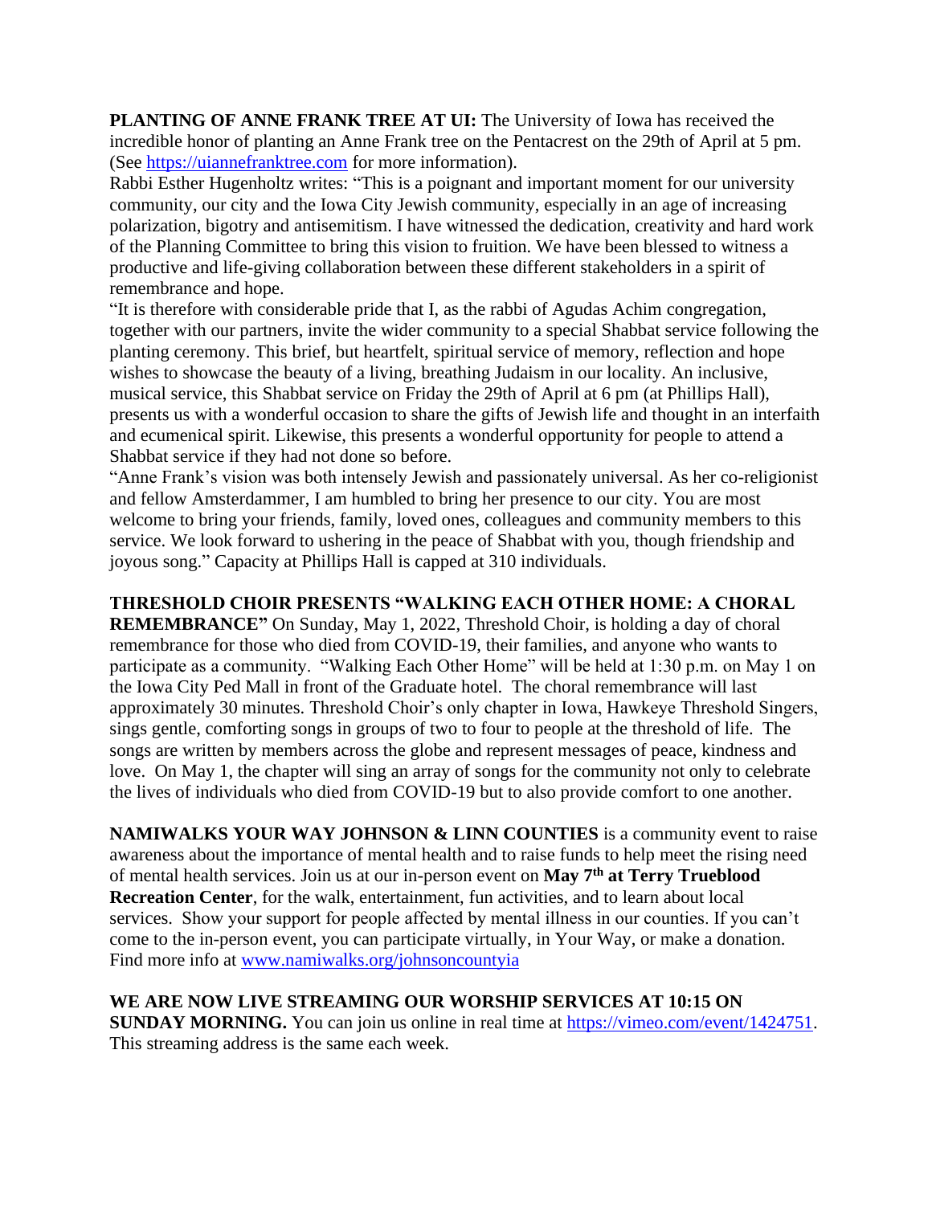**PLANTING OF ANNE FRANK TREE AT UI:** The University of Iowa has received the incredible honor of planting an Anne Frank tree on the Pentacrest on the 29th of April at 5 pm. (See https://uiannefranktree.com for more information).

Rabbi Esther Hugenholtz writes: "This is a poignant and important moment for our university community, our city and the Iowa City Jewish community, especially in an age of increasing polarization, bigotry and antisemitism. I have witnessed the dedication, creativity and hard work of the Planning Committee to bring this vision to fruition. We have been blessed to witness a productive and life-giving collaboration between these different stakeholders in a spirit of remembrance and hope.

"It is therefore with considerable pride that I, as the rabbi of Agudas Achim congregation, together with our partners, invite the wider community to a special Shabbat service following the planting ceremony. This brief, but heartfelt, spiritual service of memory, reflection and hope wishes to showcase the beauty of a living, breathing Judaism in our locality. An inclusive, musical service, this Shabbat service on Friday the 29th of April at 6 pm (at Phillips Hall), presents us with a wonderful occasion to share the gifts of Jewish life and thought in an interfaith and ecumenical spirit. Likewise, this presents a wonderful opportunity for people to attend a Shabbat service if they had not done so before.

"Anne Frank's vision was both intensely Jewish and passionately universal. As her co-religionist and fellow Amsterdammer, I am humbled to bring her presence to our city. You are most welcome to bring your friends, family, loved ones, colleagues and community members to this service. We look forward to ushering in the peace of Shabbat with you, though friendship and joyous song." Capacity at Phillips Hall is capped at 310 individuals.

**THRESHOLD CHOIR PRESENTS "WALKING EACH OTHER HOME: A CHORAL REMEMBRANCE"** On Sunday, May 1, 2022, Threshold Choir, is holding a day of choral remembrance for those who died from COVID-19, their families, and anyone who wants to participate as a community. "Walking Each Other Home" will be held at 1:30 p.m. on May 1 on the Iowa City Ped Mall in front of the Graduate hotel. The choral remembrance will last approximately 30 minutes. Threshold Choir's only chapter in Iowa, Hawkeye Threshold Singers, sings gentle, comforting songs in groups of two to four to people at the threshold of life. The songs are written by members across the globe and represent messages of peace, kindness and love. On May 1, the chapter will sing an array of songs for the community not only to celebrate the lives of individuals who died from COVID-19 but to also provide comfort to one another.

**NAMIWALKS YOUR WAY JOHNSON & LINN COUNTIES** is a community event to raise awareness about the importance of mental health and to raise funds to help meet the rising need of mental health services. Join us at our in-person event on **May 7th at Terry Trueblood Recreation Center**, for the walk, entertainment, fun activities, and to learn about local services. Show your support for people affected by mental illness in our counties. If you can't come to the in-person event, you can participate virtually, in Your Way, or make a donation. Find more info at www.namiwalks.org/johnsoncountyia

**WE ARE NOW LIVE STREAMING OUR WORSHIP SERVICES AT 10:15 ON SUNDAY MORNING.** You can join us online in real time at https://vimeo.com/event/1424751. This streaming address is the same each week.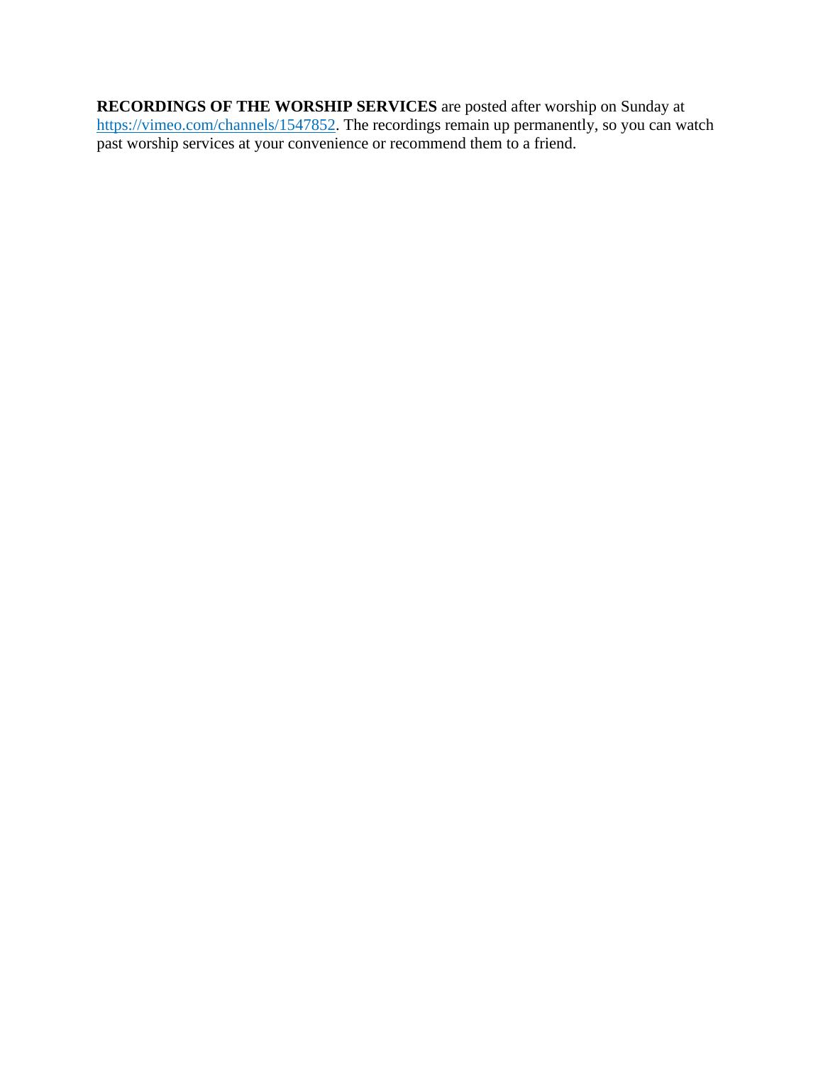**RECORDINGS OF THE WORSHIP SERVICES** are posted after worship on Sunday at https://vimeo.com/channels/1547852. The recordings remain up permanently, so you can watch past worship services at your convenience or recommend them to a friend.